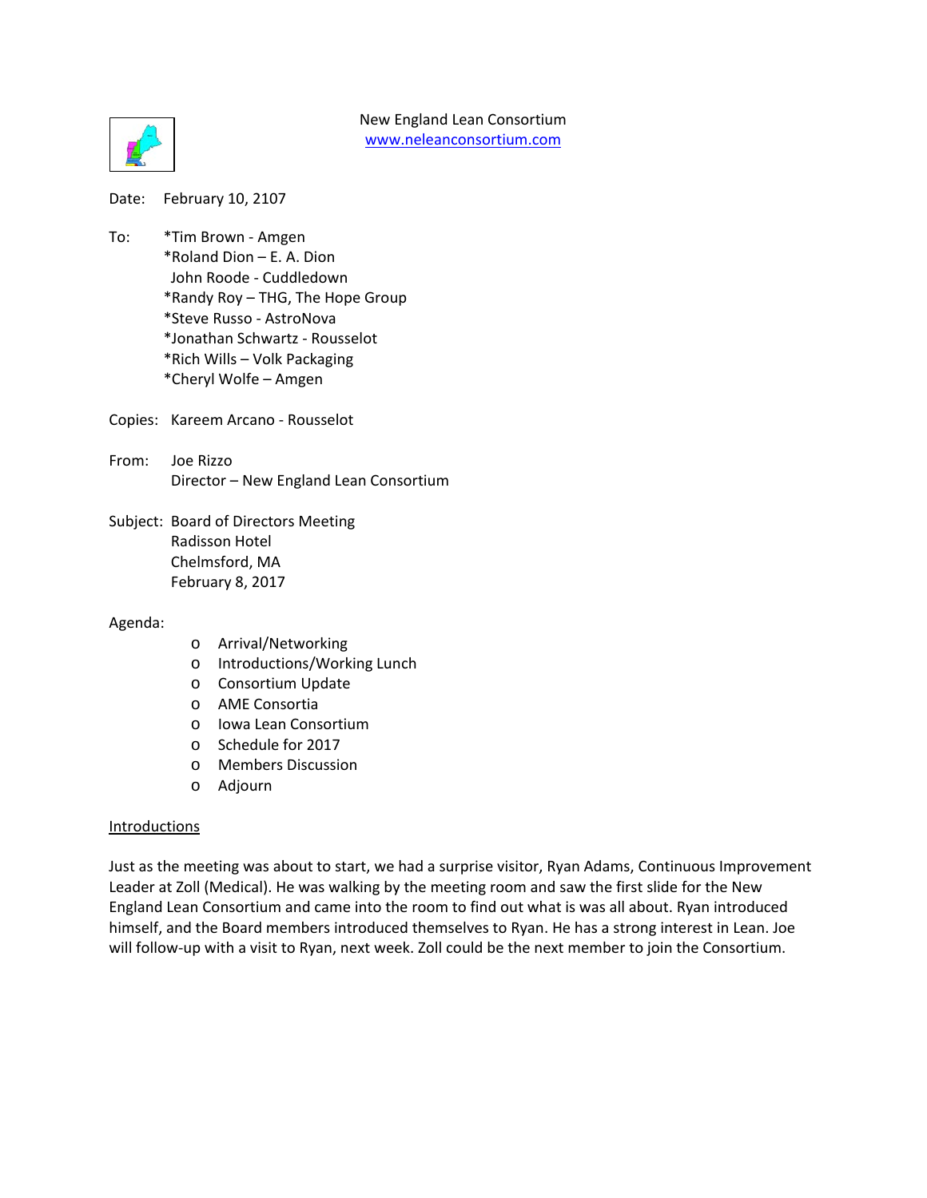New England Lean Consortium
www.neleanconsortium.com

Date: February 10, 2107

To:
*Tim Brown - Amgen
*Roland Dion – E. A. Dion
John Roode - Cuddledown
*Randy Roy – THG, The Hope Group
*Steve Russo - AstroNova
*Jonathan Schwartz - Rousselot
*Rich Wills – Volk Packaging
*Cheryl Wolfe – Amgen

Copies: Kareem Arcano - Rousselot

From: Joe Rizzo
Director – New England Lean Consortium

Subject: Board of Directors Meeting
Radisson Hotel
Chelmsford, MA
February 8, 2017

Agenda:

- Arrival/Networking
- Introductions/Working Lunch
- Consortium Update
- AME Consortia
- Iowa Lean Consortium
- Schedule for 2017
- Members Discussion
- Adjourn

<u>Introductions</u>

Just as the meeting was about to start, we had a surprise visitor, Ryan Adams, Continuous Improvement Leader at Zoll (Medical). He was walking by the meeting room and saw the first slide for the New England Lean Consortium and came into the room to find out what is was all about. Ryan introduced himself, and the Board members introduced themselves to Ryan. He has a strong interest in Lean. Joe will follow-up with a visit to Ryan, next week. Zoll could be the next member to join the Consortium.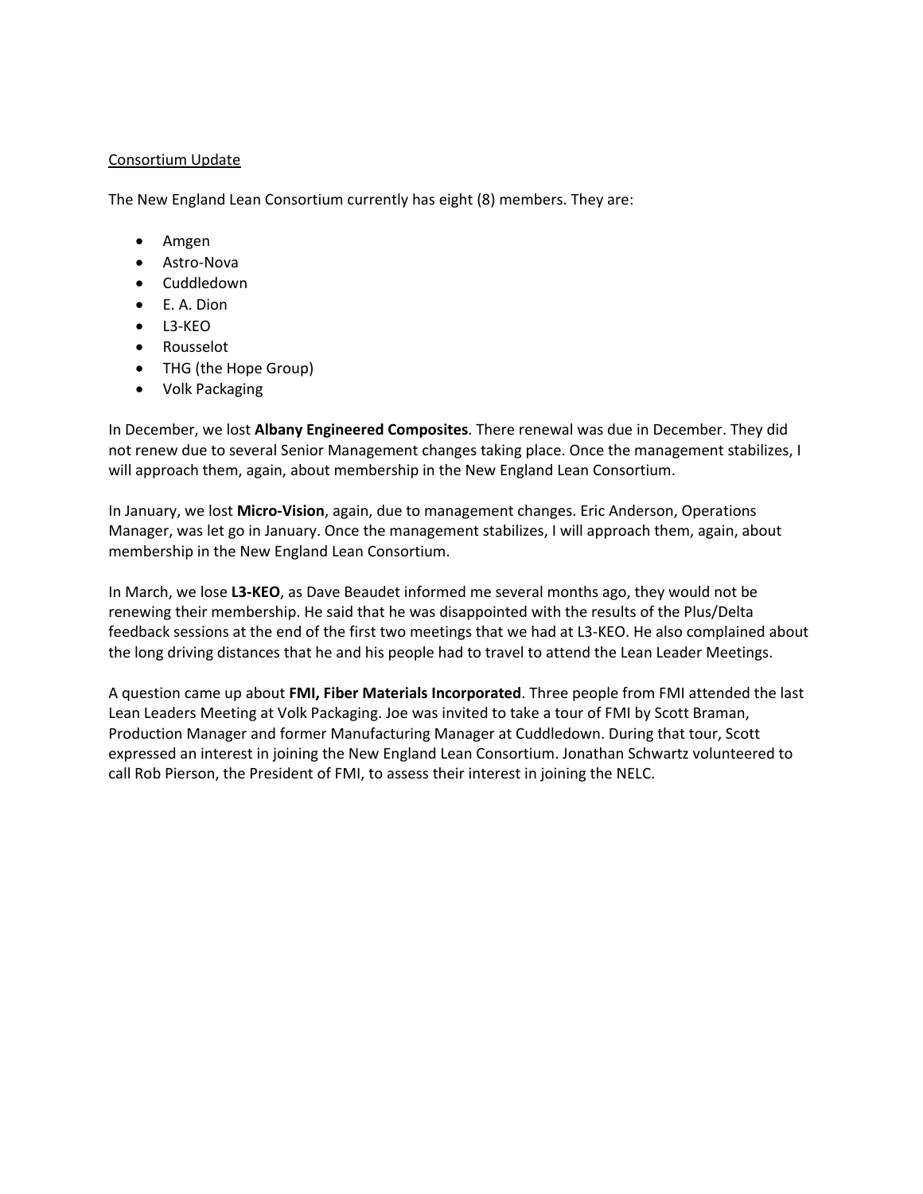Consortium Update

The New England Lean Consortium currently has eight (8) members. They are:

- Amgen
- Astro-Nova
- Cuddledown
- E. A. Dion
- L3-KEO
- Rousselot
- THG (the Hope Group)
- Volk Packaging

In December, we lost **Albany Engineered Composites**. There renewal was due in December. They did not renew due to several Senior Management changes taking place. Once the management stabilizes, I will approach them, again, about membership in the New England Lean Consortium.

In January, we lost **Micro-Vision**, again, due to management changes. Eric Anderson, Operations Manager, was let go in January. Once the management stabilizes, I will approach them, again, about membership in the New England Lean Consortium.

In March, we lose **L3-KEO**, as Dave Beaudet informed me several months ago, they would not be renewing their membership. He said that he was disappointed with the results of the Plus/Delta feedback sessions at the end of the first two meetings that we had at L3-KEO. He also complained about the long driving distances that he and his people had to travel to attend the Lean Leader Meetings.

A question came up about **FMI, Fiber Materials Incorporated**. Three people from FMI attended the last Lean Leaders Meeting at Volk Packaging. Joe was invited to take a tour of FMI by Scott Braman, Production Manager and former Manufacturing Manager at Cuddledown. During that tour, Scott expressed an interest in joining the New England Lean Consortium. Jonathan Schwartz volunteered to call Rob Pierson, the President of FMI, to assess their interest in joining the NELC.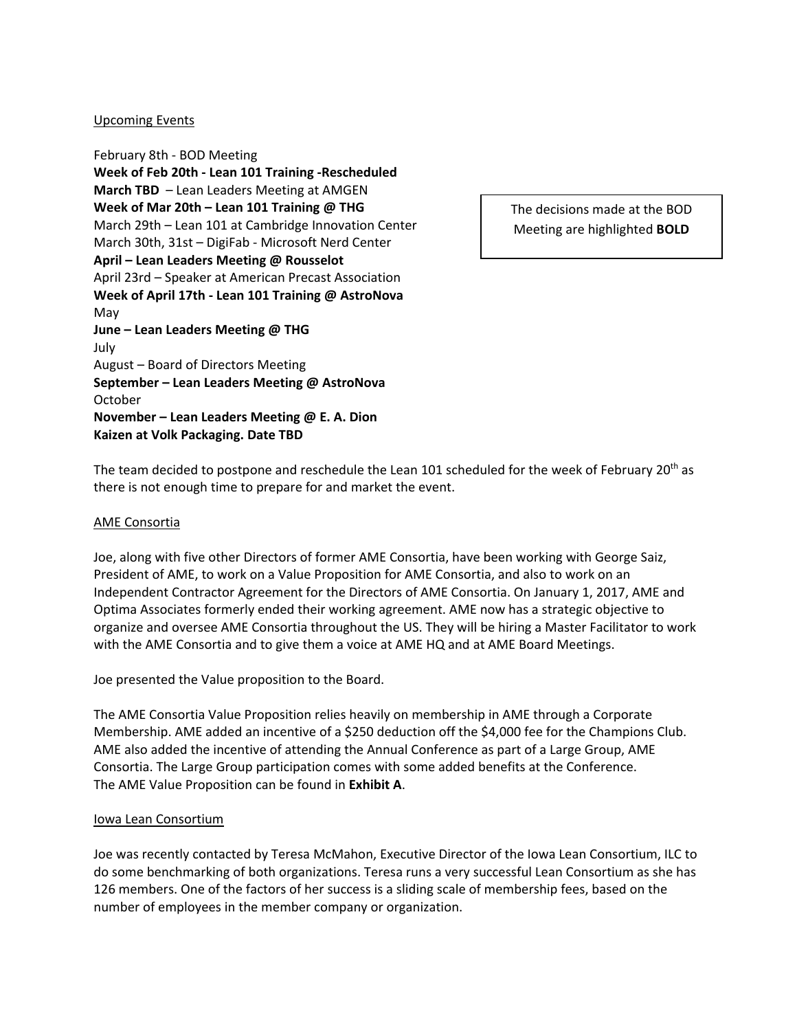Upcoming Events

February 8th - BOD Meeting
**Week of Feb 20th - Lean 101 Training -Rescheduled**
**March TBD** – Lean Leaders Meeting at AMGEN
**Week of Mar 20th – Lean 101 Training @ THG**
March 29th – Lean 101 at Cambridge Innovation Center
March 30th, 31st – DigiFab - Microsoft Nerd Center
**April – Lean Leaders Meeting @ Rousselot**
April 23rd – Speaker at American Precast Association
**Week of April 17th - Lean 101 Training @ AstroNova**
May
**June – Lean Leaders Meeting @ THG**
July
August – Board of Directors Meeting
**September – Lean Leaders Meeting @ AstroNova**
October
**November – Lean Leaders Meeting @ E. A. Dion**
**Kaizen at Volk Packaging. Date TBD**

The decisions made at the BOD Meeting are highlighted **BOLD**

The team decided to postpone and reschedule the Lean 101 scheduled for the week of February 20th as there is not enough time to prepare for and market the event.

AME Consortia

Joe, along with five other Directors of former AME Consortia, have been working with George Saiz, President of AME, to work on a Value Proposition for AME Consortia, and also to work on an Independent Contractor Agreement for the Directors of AME Consortia. On January 1, 2017, AME and Optima Associates formerly ended their working agreement. AME now has a strategic objective to organize and oversee AME Consortia throughout the US. They will be hiring a Master Facilitator to work with the AME Consortia and to give them a voice at AME HQ and at AME Board Meetings.

Joe presented the Value proposition to the Board.

The AME Consortia Value Proposition relies heavily on membership in AME through a Corporate Membership. AME added an incentive of a $250 deduction off the $4,000 fee for the Champions Club. AME also added the incentive of attending the Annual Conference as part of a Large Group, AME Consortia. The Large Group participation comes with some added benefits at the Conference.
The AME Value Proposition can be found in **Exhibit A**.

Iowa Lean Consortium

Joe was recently contacted by Teresa McMahon, Executive Director of the Iowa Lean Consortium, ILC to do some benchmarking of both organizations. Teresa runs a very successful Lean Consortium as she has 126 members. One of the factors of her success is a sliding scale of membership fees, based on the number of employees in the member company or organization.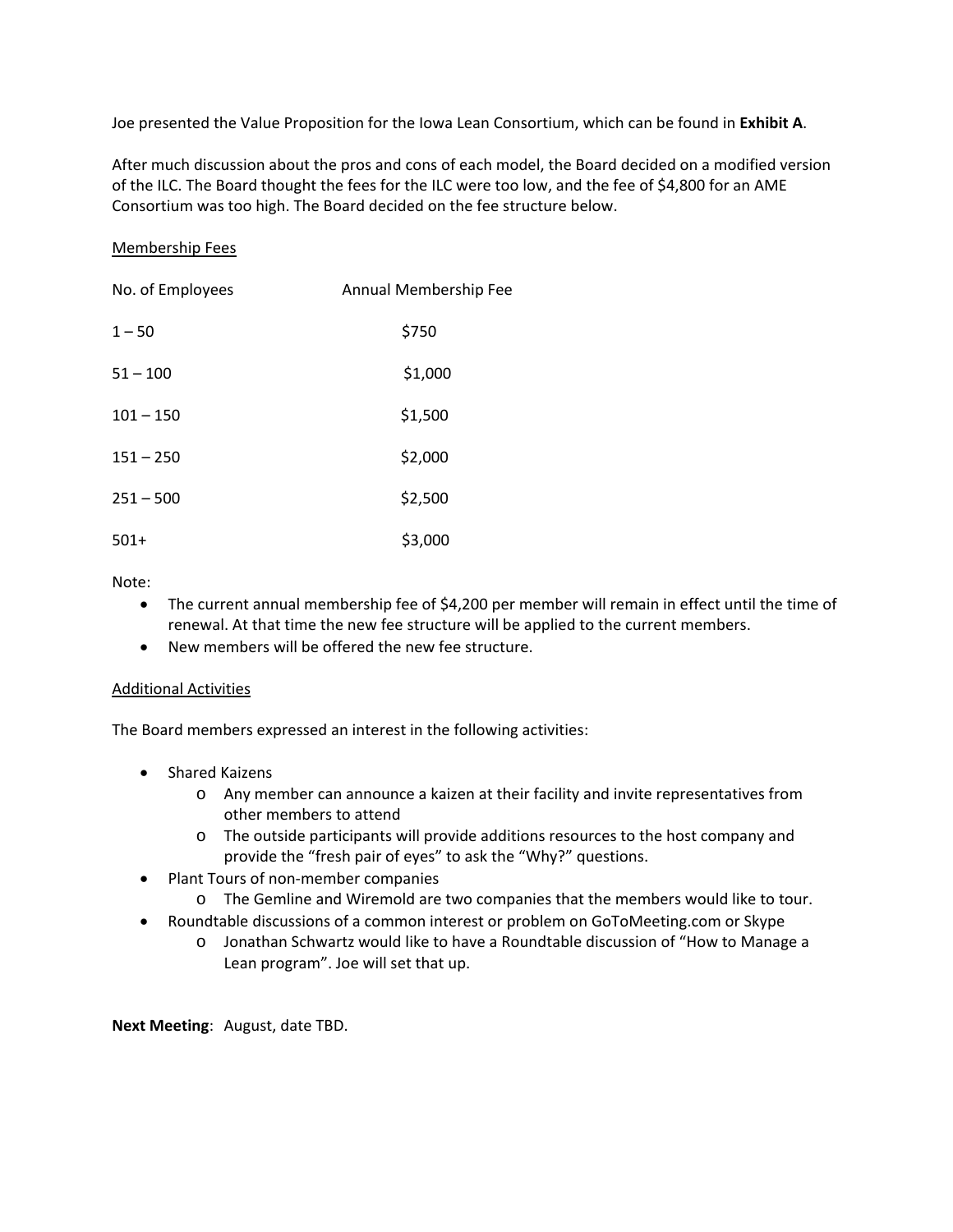Joe presented the Value Proposition for the Iowa Lean Consortium, which can be found in **Exhibit A**.

After much discussion about the pros and cons of each model, the Board decided on a modified version of the ILC. The Board thought the fees for the ILC were too low, and the fee of $4,800 for an AME Consortium was too high. The Board decided on the fee structure below.

<u>Membership Fees</u>

| No. of Employees | Annual Membership Fee |
|---|---|
| 1 – 50 | $750 |
| 51 – 100 | $1,000 |
| 101 – 150 | $1,500 |
| 151 – 250 | $2,000 |
| 251 – 500 | $2,500 |
| 501+ | $3,000 |

Note:

- The current annual membership fee of $4,200 per member will remain in effect until the time of renewal. At that time the new fee structure will be applied to the current members.
- New members will be offered the new fee structure.

<u>Additional Activities</u>

The Board members expressed an interest in the following activities:

- Shared Kaizens
  - Any member can announce a kaizen at their facility and invite representatives from other members to attend
  - The outside participants will provide additions resources to the host company and provide the "fresh pair of eyes" to ask the "Why?" questions.
- Plant Tours of non-member companies
  - The Gemline and Wiremold are two companies that the members would like to tour.
- Roundtable discussions of a common interest or problem on GoToMeeting.com or Skype
  - Jonathan Schwartz would like to have a Roundtable discussion of "How to Manage a Lean program". Joe will set that up.

**Next Meeting**: August, date TBD.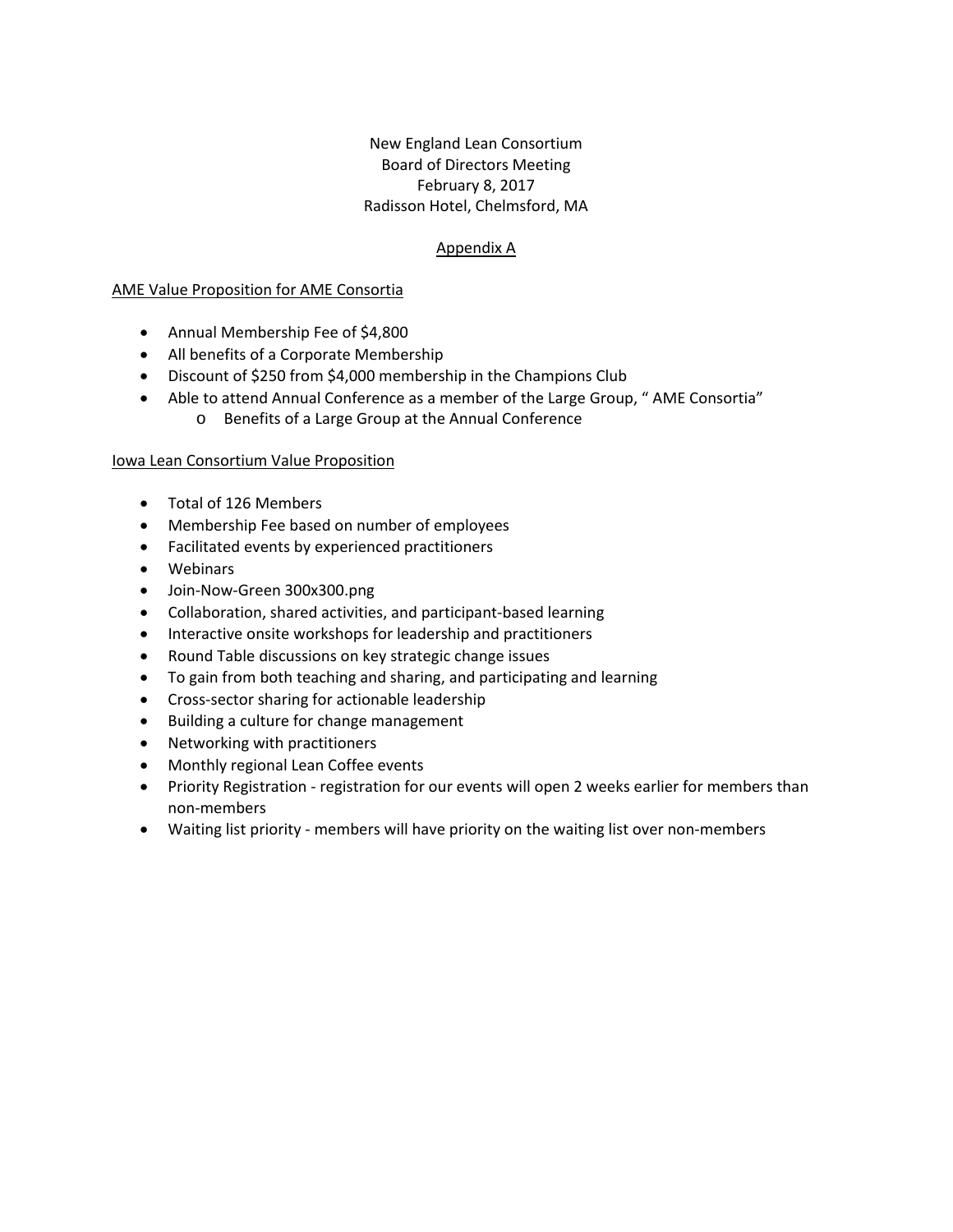New England Lean Consortium
Board of Directors Meeting
February 8, 2017
Radisson Hotel, Chelmsford, MA

Appendix A

AME Value Proposition for AME Consortia

- Annual Membership Fee of $4,800
- All benefits of a Corporate Membership
- Discount of $250 from $4,000 membership in the Champions Club
- Able to attend Annual Conference as a member of the Large Group, " AME Consortia"
  - Benefits of a Large Group at the Annual Conference

Iowa Lean Consortium Value Proposition

- Total of 126 Members
- Membership Fee based on number of employees
- Facilitated events by experienced practitioners
- Webinars
- Join-Now-Green 300x300.png
- Collaboration, shared activities, and participant-based learning
- Interactive onsite workshops for leadership and practitioners
- Round Table discussions on key strategic change issues
- To gain from both teaching and sharing, and participating and learning
- Cross-sector sharing for actionable leadership
- Building a culture for change management
- Networking with practitioners
- Monthly regional Lean Coffee events
- Priority Registration - registration for our events will open 2 weeks earlier for members than non-members
- Waiting list priority - members will have priority on the waiting list over non-members